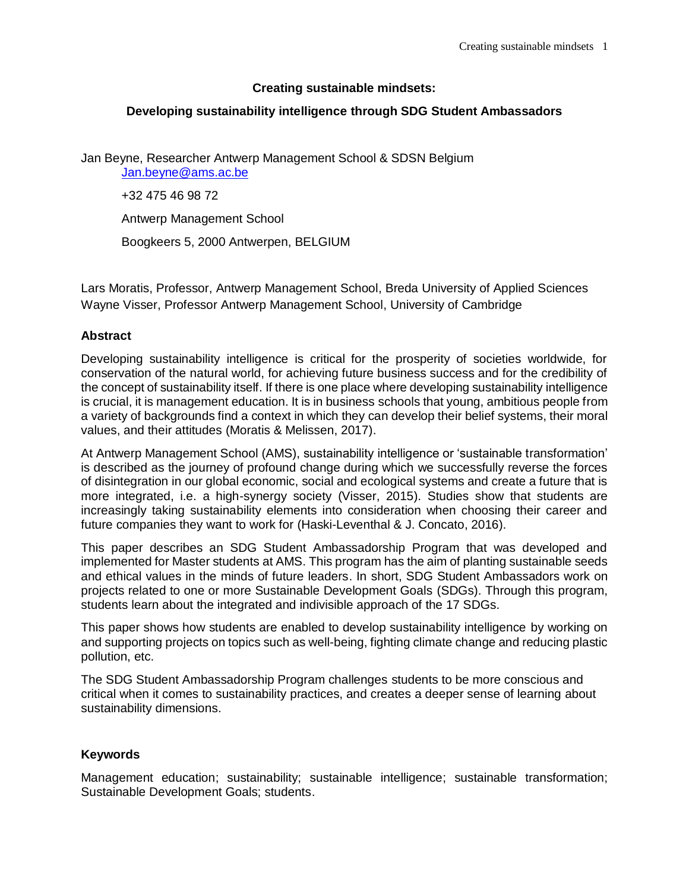# Creating sustainable mindsets:

## Developing sustainability intelligence through SDG Student Ambassadors

Jan Beyne, Researcher Antwerp Management School & SDSN Belgium
Jan.beyne@ams.ac.be

+32 475 46 98 72

Antwerp Management School

Boogkeers 5, 2000 Antwerpen, BELGIUM

Lars Moratis, Professor, Antwerp Management School, Breda University of Applied Sciences
Wayne Visser, Professor Antwerp Management School, University of Cambridge

### Abstract

Developing sustainability intelligence is critical for the prosperity of societies worldwide, for conservation of the natural world, for achieving future business success and for the credibility of the concept of sustainability itself. If there is one place where developing sustainability intelligence is crucial, it is management education. It is in business schools that young, ambitious people from a variety of backgrounds find a context in which they can develop their belief systems, their moral values, and their attitudes (Moratis & Melissen, 2017).

At Antwerp Management School (AMS), sustainability intelligence or 'sustainable transformation' is described as the journey of profound change during which we successfully reverse the forces of disintegration in our global economic, social and ecological systems and create a future that is more integrated, i.e. a high-synergy society (Visser, 2015). Studies show that students are increasingly taking sustainability elements into consideration when choosing their career and future companies they want to work for (Haski-Leventhal & J. Concato, 2016).

This paper describes an SDG Student Ambassadorship Program that was developed and implemented for Master students at AMS. This program has the aim of planting sustainable seeds and ethical values in the minds of future leaders. In short, SDG Student Ambassadors work on projects related to one or more Sustainable Development Goals (SDGs). Through this program, students learn about the integrated and indivisible approach of the 17 SDGs.

This paper shows how students are enabled to develop sustainability intelligence by working on and supporting projects on topics such as well-being, fighting climate change and reducing plastic pollution, etc.

The SDG Student Ambassadorship Program challenges students to be more conscious and critical when it comes to sustainability practices, and creates a deeper sense of learning about sustainability dimensions.

### Keywords

Management education; sustainability; sustainable intelligence; sustainable transformation; Sustainable Development Goals; students.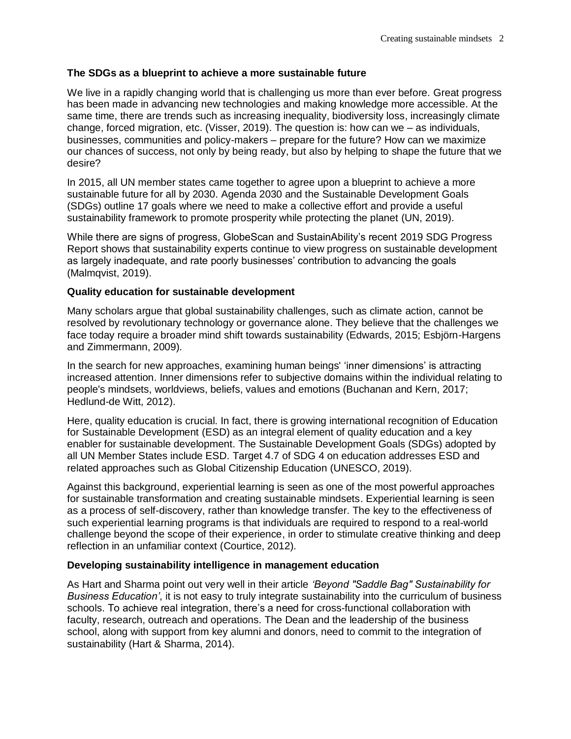### The SDGs as a blueprint to achieve a more sustainable future

We live in a rapidly changing world that is challenging us more than ever before. Great progress has been made in advancing new technologies and making knowledge more accessible. At the same time, there are trends such as increasing inequality, biodiversity loss, increasingly climate change, forced migration, etc. (Visser, 2019). The question is: how can we – as individuals, businesses, communities and policy-makers – prepare for the future? How can we maximize our chances of success, not only by being ready, but also by helping to shape the future that we desire?

In 2015, all UN member states came together to agree upon a blueprint to achieve a more sustainable future for all by 2030. Agenda 2030 and the Sustainable Development Goals (SDGs) outline 17 goals where we need to make a collective effort and provide a useful sustainability framework to promote prosperity while protecting the planet (UN, 2019).

While there are signs of progress, GlobeScan and SustainAbility's recent 2019 SDG Progress Report shows that sustainability experts continue to view progress on sustainable development as largely inadequate, and rate poorly businesses' contribution to advancing the goals (Malmqvist, 2019).

### Quality education for sustainable development

Many scholars argue that global sustainability challenges, such as climate action, cannot be resolved by revolutionary technology or governance alone. They believe that the challenges we face today require a broader mind shift towards sustainability (Edwards, 2015; Esbjörn-Hargens and Zimmermann, 2009).

In the search for new approaches, examining human beings' 'inner dimensions' is attracting increased attention. Inner dimensions refer to subjective domains within the individual relating to people's mindsets, worldviews, beliefs, values and emotions (Buchanan and Kern, 2017; Hedlund-de Witt, 2012).

Here, quality education is crucial. In fact, there is growing international recognition of Education for Sustainable Development (ESD) as an integral element of quality education and a key enabler for sustainable development. The Sustainable Development Goals (SDGs) adopted by all UN Member States include ESD. Target 4.7 of SDG 4 on education addresses ESD and related approaches such as Global Citizenship Education (UNESCO, 2019).

Against this background, experiential learning is seen as one of the most powerful approaches for sustainable transformation and creating sustainable mindsets. Experiential learning is seen as a process of self-discovery, rather than knowledge transfer. The key to the effectiveness of such experiential learning programs is that individuals are required to respond to a real-world challenge beyond the scope of their experience, in order to stimulate creative thinking and deep reflection in an unfamiliar context (Courtice, 2012).

### Developing sustainability intelligence in management education

As Hart and Sharma point out very well in their article *'Beyond "Saddle Bag" Sustainability for Business Education'*, it is not easy to truly integrate sustainability into the curriculum of business schools. To achieve real integration, there's a need for cross-functional collaboration with faculty, research, outreach and operations. The Dean and the leadership of the business school, along with support from key alumni and donors, need to commit to the integration of sustainability (Hart & Sharma, 2014).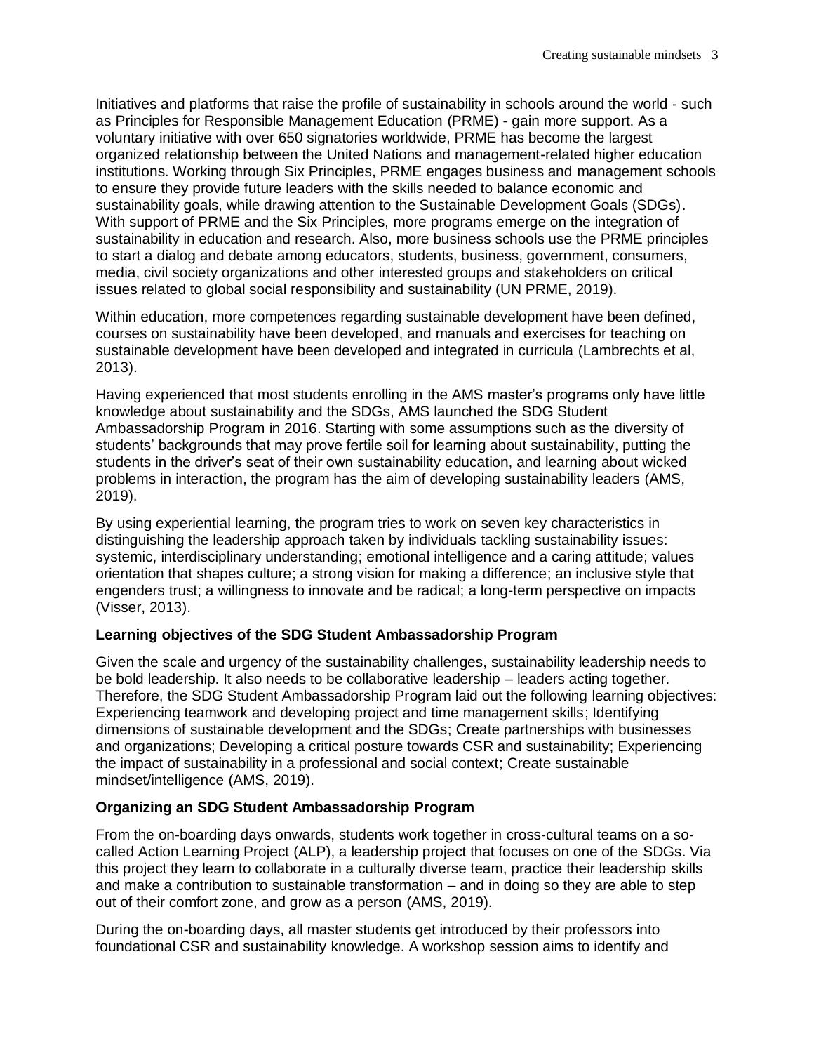Initiatives and platforms that raise the profile of sustainability in schools around the world - such as Principles for Responsible Management Education (PRME) - gain more support. As a voluntary initiative with over 650 signatories worldwide, PRME has become the largest organized relationship between the United Nations and management-related higher education institutions. Working through Six Principles, PRME engages business and management schools to ensure they provide future leaders with the skills needed to balance economic and sustainability goals, while drawing attention to the Sustainable Development Goals (SDGs). With support of PRME and the Six Principles, more programs emerge on the integration of sustainability in education and research. Also, more business schools use the PRME principles to start a dialog and debate among educators, students, business, government, consumers, media, civil society organizations and other interested groups and stakeholders on critical issues related to global social responsibility and sustainability (UN PRME, 2019).

Within education, more competences regarding sustainable development have been defined, courses on sustainability have been developed, and manuals and exercises for teaching on sustainable development have been developed and integrated in curricula (Lambrechts et al, 2013).

Having experienced that most students enrolling in the AMS master's programs only have little knowledge about sustainability and the SDGs, AMS launched the SDG Student Ambassadorship Program in 2016. Starting with some assumptions such as the diversity of students' backgrounds that may prove fertile soil for learning about sustainability, putting the students in the driver's seat of their own sustainability education, and learning about wicked problems in interaction, the program has the aim of developing sustainability leaders (AMS, 2019).

By using experiential learning, the program tries to work on seven key characteristics in distinguishing the leadership approach taken by individuals tackling sustainability issues: systemic, interdisciplinary understanding; emotional intelligence and a caring attitude; values orientation that shapes culture; a strong vision for making a difference; an inclusive style that engenders trust; a willingness to innovate and be radical; a long-term perspective on impacts (Visser, 2013).

**Learning objectives of the SDG Student Ambassadorship Program**

Given the scale and urgency of the sustainability challenges, sustainability leadership needs to be bold leadership. It also needs to be collaborative leadership – leaders acting together. Therefore, the SDG Student Ambassadorship Program laid out the following learning objectives: Experiencing teamwork and developing project and time management skills; Identifying dimensions of sustainable development and the SDGs; Create partnerships with businesses and organizations; Developing a critical posture towards CSR and sustainability; Experiencing the impact of sustainability in a professional and social context; Create sustainable mindset/intelligence (AMS, 2019).

**Organizing an SDG Student Ambassadorship Program**

From the on-boarding days onwards, students work together in cross-cultural teams on a so-called Action Learning Project (ALP), a leadership project that focuses on one of the SDGs. Via this project they learn to collaborate in a culturally diverse team, practice their leadership skills and make a contribution to sustainable transformation – and in doing so they are able to step out of their comfort zone, and grow as a person (AMS, 2019).

During the on-boarding days, all master students get introduced by their professors into foundational CSR and sustainability knowledge. A workshop session aims to identify and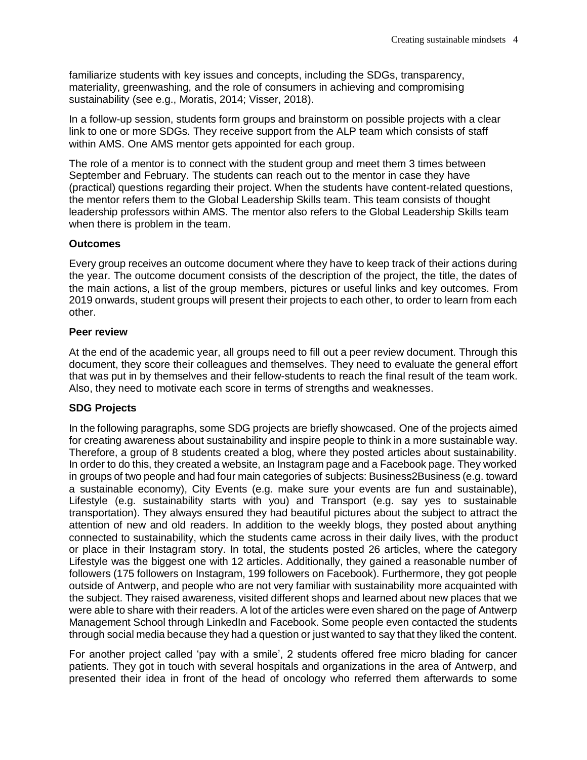familiarize students with key issues and concepts, including the SDGs, transparency, materiality, greenwashing, and the role of consumers in achieving and compromising sustainability (see e.g., Moratis, 2014; Visser, 2018).

In a follow-up session, students form groups and brainstorm on possible projects with a clear link to one or more SDGs. They receive support from the ALP team which consists of staff within AMS. One AMS mentor gets appointed for each group.

The role of a mentor is to connect with the student group and meet them 3 times between September and February. The students can reach out to the mentor in case they have (practical) questions regarding their project. When the students have content-related questions, the mentor refers them to the Global Leadership Skills team. This team consists of thought leadership professors within AMS. The mentor also refers to the Global Leadership Skills team when there is problem in the team.

### Outcomes

Every group receives an outcome document where they have to keep track of their actions during the year. The outcome document consists of the description of the project, the title, the dates of the main actions, a list of the group members, pictures or useful links and key outcomes. From 2019 onwards, student groups will present their projects to each other, to order to learn from each other.

### Peer review

At the end of the academic year, all groups need to fill out a peer review document. Through this document, they score their colleagues and themselves. They need to evaluate the general effort that was put in by themselves and their fellow-students to reach the final result of the team work. Also, they need to motivate each score in terms of strengths and weaknesses.

### SDG Projects

In the following paragraphs, some SDG projects are briefly showcased. One of the projects aimed for creating awareness about sustainability and inspire people to think in a more sustainable way. Therefore, a group of 8 students created a blog, where they posted articles about sustainability. In order to do this, they created a website, an Instagram page and a Facebook page. They worked in groups of two people and had four main categories of subjects: Business2Business (e.g. toward a sustainable economy), City Events (e.g. make sure your events are fun and sustainable), Lifestyle (e.g. sustainability starts with you) and Transport (e.g. say yes to sustainable transportation). They always ensured they had beautiful pictures about the subject to attract the attention of new and old readers. In addition to the weekly blogs, they posted about anything connected to sustainability, which the students came across in their daily lives, with the product or place in their Instagram story. In total, the students posted 26 articles, where the category Lifestyle was the biggest one with 12 articles. Additionally, they gained a reasonable number of followers (175 followers on Instagram, 199 followers on Facebook). Furthermore, they got people outside of Antwerp, and people who are not very familiar with sustainability more acquainted with the subject. They raised awareness, visited different shops and learned about new places that we were able to share with their readers. A lot of the articles were even shared on the page of Antwerp Management School through LinkedIn and Facebook. Some people even contacted the students through social media because they had a question or just wanted to say that they liked the content.

For another project called 'pay with a smile', 2 students offered free micro blading for cancer patients. They got in touch with several hospitals and organizations in the area of Antwerp, and presented their idea in front of the head of oncology who referred them afterwards to some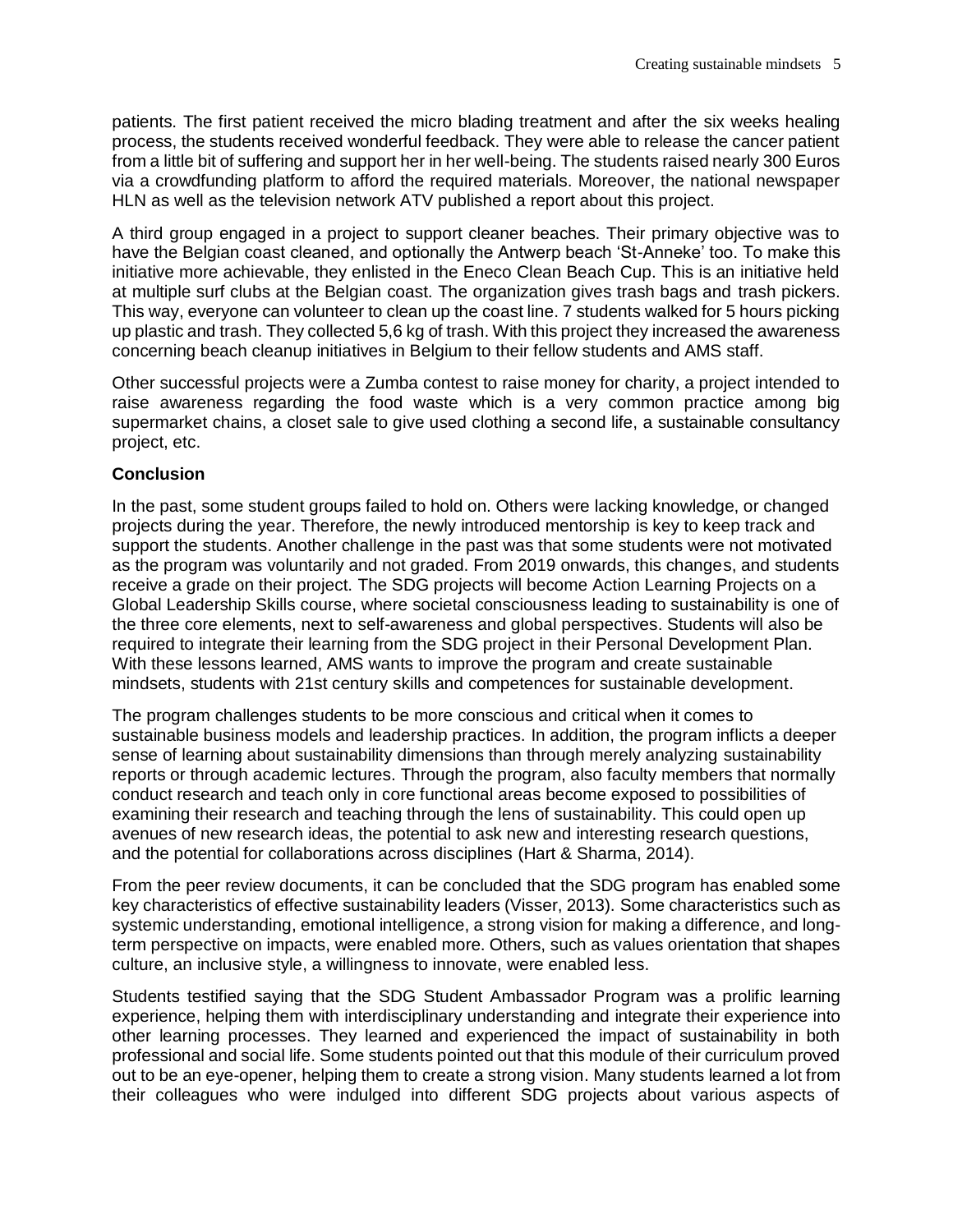patients. The first patient received the micro blading treatment and after the six weeks healing process, the students received wonderful feedback. They were able to release the cancer patient from a little bit of suffering and support her in her well-being. The students raised nearly 300 Euros via a crowdfunding platform to afford the required materials. Moreover, the national newspaper HLN as well as the television network ATV published a report about this project.

A third group engaged in a project to support cleaner beaches. Their primary objective was to have the Belgian coast cleaned, and optionally the Antwerp beach 'St-Anneke' too. To make this initiative more achievable, they enlisted in the Eneco Clean Beach Cup. This is an initiative held at multiple surf clubs at the Belgian coast. The organization gives trash bags and trash pickers. This way, everyone can volunteer to clean up the coast line. 7 students walked for 5 hours picking up plastic and trash. They collected 5,6 kg of trash. With this project they increased the awareness concerning beach cleanup initiatives in Belgium to their fellow students and AMS staff.

Other successful projects were a Zumba contest to raise money for charity, a project intended to raise awareness regarding the food waste which is a very common practice among big supermarket chains, a closet sale to give used clothing a second life, a sustainable consultancy project, etc.

**Conclusion**

In the past, some student groups failed to hold on. Others were lacking knowledge, or changed projects during the year. Therefore, the newly introduced mentorship is key to keep track and support the students. Another challenge in the past was that some students were not motivated as the program was voluntarily and not graded. From 2019 onwards, this changes, and students receive a grade on their project. The SDG projects will become Action Learning Projects on a Global Leadership Skills course, where societal consciousness leading to sustainability is one of the three core elements, next to self-awareness and global perspectives. Students will also be required to integrate their learning from the SDG project in their Personal Development Plan. With these lessons learned, AMS wants to improve the program and create sustainable mindsets, students with 21st century skills and competences for sustainable development.

The program challenges students to be more conscious and critical when it comes to sustainable business models and leadership practices. In addition, the program inflicts a deeper sense of learning about sustainability dimensions than through merely analyzing sustainability reports or through academic lectures. Through the program, also faculty members that normally conduct research and teach only in core functional areas become exposed to possibilities of examining their research and teaching through the lens of sustainability. This could open up avenues of new research ideas, the potential to ask new and interesting research questions, and the potential for collaborations across disciplines (Hart & Sharma, 2014).

From the peer review documents, it can be concluded that the SDG program has enabled some key characteristics of effective sustainability leaders (Visser, 2013). Some characteristics such as systemic understanding, emotional intelligence, a strong vision for making a difference, and long-term perspective on impacts, were enabled more. Others, such as values orientation that shapes culture, an inclusive style, a willingness to innovate, were enabled less.

Students testified saying that the SDG Student Ambassador Program was a prolific learning experience, helping them with interdisciplinary understanding and integrate their experience into other learning processes. They learned and experienced the impact of sustainability in both professional and social life. Some students pointed out that this module of their curriculum proved out to be an eye-opener, helping them to create a strong vision. Many students learned a lot from their colleagues who were indulged into different SDG projects about various aspects of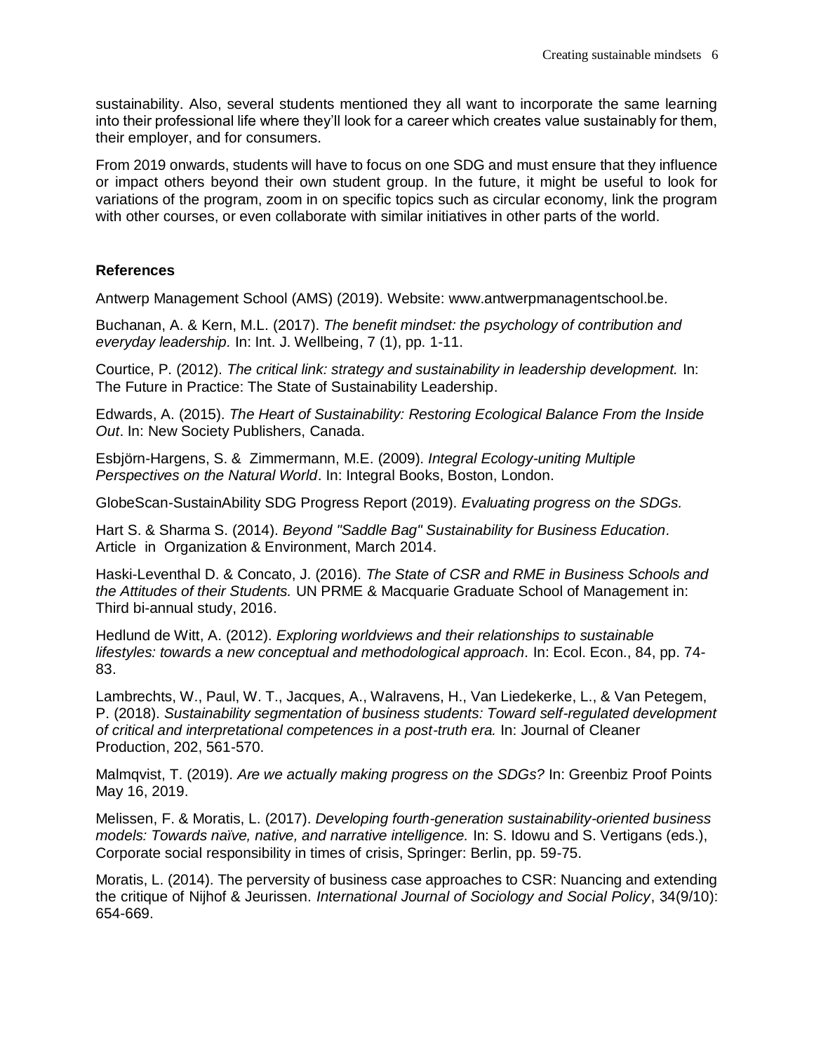sustainability. Also, several students mentioned they all want to incorporate the same learning into their professional life where they'll look for a career which creates value sustainably for them, their employer, and for consumers.

From 2019 onwards, students will have to focus on one SDG and must ensure that they influence or impact others beyond their own student group. In the future, it might be useful to look for variations of the program, zoom in on specific topics such as circular economy, link the program with other courses, or even collaborate with similar initiatives in other parts of the world.

### References

Antwerp Management School (AMS) (2019). Website: www.antwerpmanagentschool.be.

Buchanan, A. & Kern, M.L. (2017). *The benefit mindset: the psychology of contribution and everyday leadership.* In: Int. J. Wellbeing, 7 (1), pp. 1-11.

Courtice, P. (2012). *The critical link: strategy and sustainability in leadership development.* In: The Future in Practice: The State of Sustainability Leadership.

Edwards, A. (2015). *The Heart of Sustainability: Restoring Ecological Balance From the Inside Out*. In: New Society Publishers, Canada.

Esbjörn-Hargens, S. & Zimmermann, M.E. (2009). *Integral Ecology-uniting Multiple Perspectives on the Natural World*. In: Integral Books, Boston, London.

GlobeScan-SustainAbility SDG Progress Report (2019). *Evaluating progress on the SDGs.*

Hart S. & Sharma S. (2014). *Beyond "Saddle Bag" Sustainability for Business Education*. Article in Organization & Environment, March 2014.

Haski-Leventhal D. & Concato, J. (2016). *The State of CSR and RME in Business Schools and the Attitudes of their Students.* UN PRME & Macquarie Graduate School of Management in: Third bi-annual study, 2016.

Hedlund de Witt, A. (2012). *Exploring worldviews and their relationships to sustainable lifestyles: towards a new conceptual and methodological approach*. In: Ecol. Econ., 84, pp. 74-83.

Lambrechts, W., Paul, W. T., Jacques, A., Walravens, H., Van Liedekerke, L., & Van Petegem, P. (2018). *Sustainability segmentation of business students: Toward self-regulated development of critical and interpretational competences in a post-truth era.* In: Journal of Cleaner Production, 202, 561-570.

Malmqvist, T. (2019). *Are we actually making progress on the SDGs?* In: Greenbiz Proof Points May 16, 2019.

Melissen, F. & Moratis, L. (2017). *Developing fourth-generation sustainability-oriented business models: Towards naïve, native, and narrative intelligence.* In: S. Idowu and S. Vertigans (eds.), Corporate social responsibility in times of crisis, Springer: Berlin, pp. 59-75.

Moratis, L. (2014). The perversity of business case approaches to CSR: Nuancing and extending the critique of Nijhof & Jeurissen. *International Journal of Sociology and Social Policy*, 34(9/10): 654-669.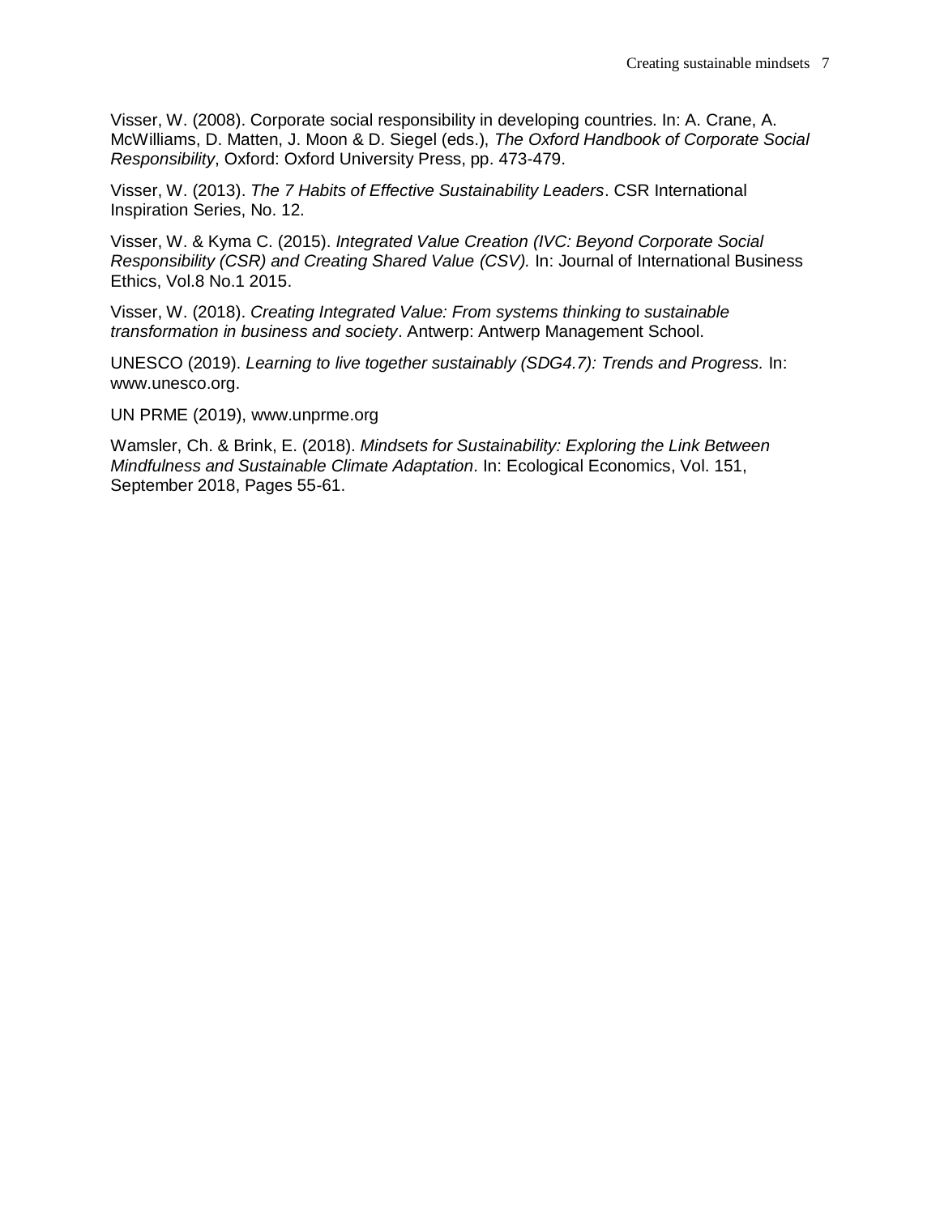Visser, W. (2008). Corporate social responsibility in developing countries. In: A. Crane, A. McWilliams, D. Matten, J. Moon & D. Siegel (eds.), *The Oxford Handbook of Corporate Social Responsibility*, Oxford: Oxford University Press, pp. 473-479.

Visser, W. (2013). *The 7 Habits of Effective Sustainability Leaders*. CSR International Inspiration Series, No. 12.

Visser, W. & Kyma C. (2015). *Integrated Value Creation (IVC: Beyond Corporate Social Responsibility (CSR) and Creating Shared Value (CSV).* In: Journal of International Business Ethics, Vol.8 No.1 2015.

Visser, W. (2018). *Creating Integrated Value: From systems thinking to sustainable transformation in business and society*. Antwerp: Antwerp Management School.

UNESCO (2019). *Learning to live together sustainably (SDG4.7): Trends and Progress.* In: www.unesco.org.

UN PRME (2019), www.unprme.org

Wamsler, Ch. & Brink, E. (2018). *Mindsets for Sustainability: Exploring the Link Between Mindfulness and Sustainable Climate Adaptation*. In: Ecological Economics, Vol. 151, September 2018, Pages 55-61.